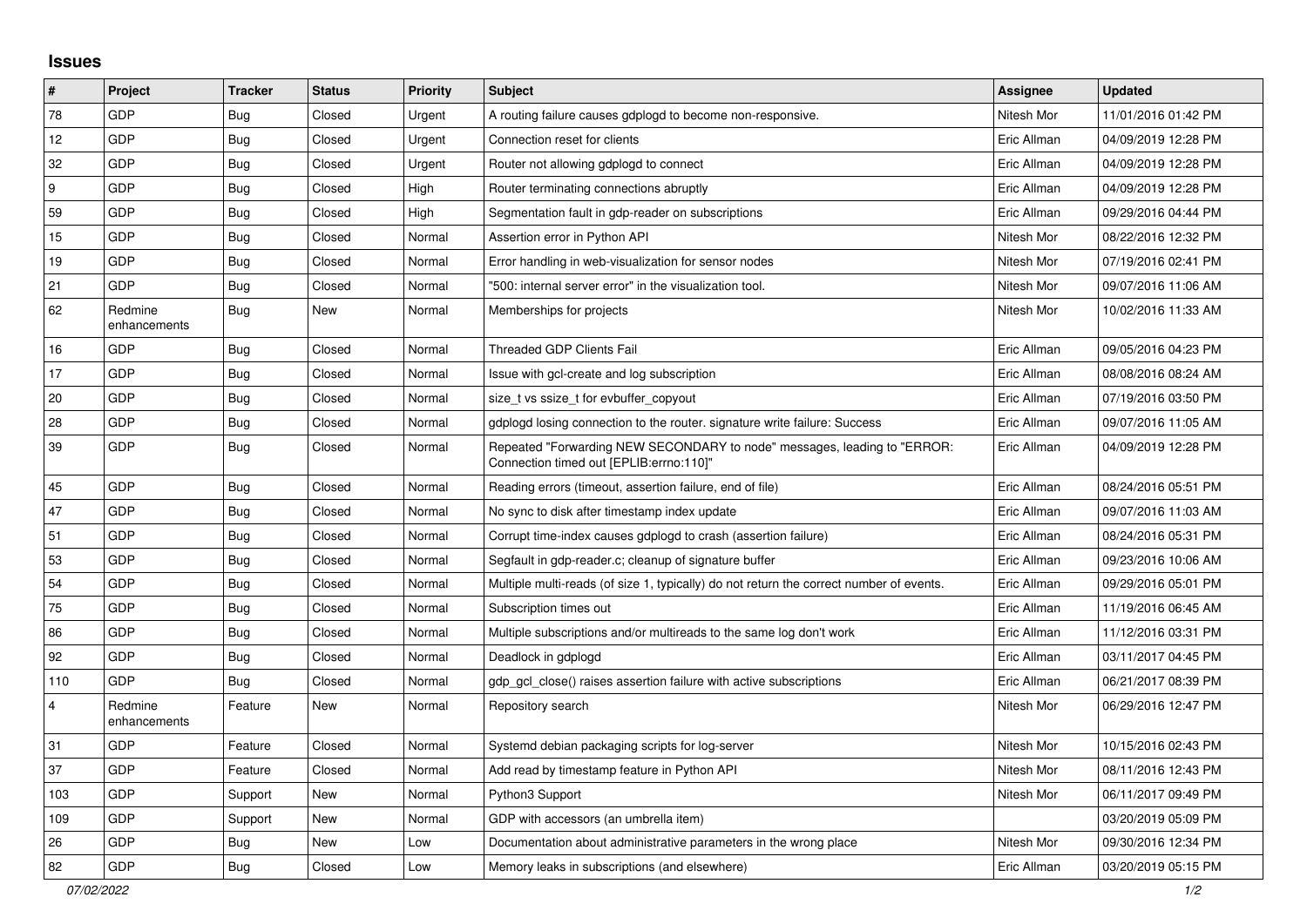## Issues

| # | Project | Tracker | Status | Priority | Subject | Assignee | Updated |
|---|---|---|---|---|---|---|---|
| 78 | GDP | Bug | Closed | Urgent | A routing failure causes gdplogd to become non-responsive. | Nitesh Mor | 11/01/2016 01:42 PM |
| 12 | GDP | Bug | Closed | Urgent | Connection reset for clients | Eric Allman | 04/09/2019 12:28 PM |
| 32 | GDP | Bug | Closed | Urgent | Router not allowing gdplogd to connect | Eric Allman | 04/09/2019 12:28 PM |
| 9 | GDP | Bug | Closed | High | Router terminating connections abruptly | Eric Allman | 04/09/2019 12:28 PM |
| 59 | GDP | Bug | Closed | High | Segmentation fault in gdp-reader on subscriptions | Eric Allman | 09/29/2016 04:44 PM |
| 15 | GDP | Bug | Closed | Normal | Assertion error in Python API | Nitesh Mor | 08/22/2016 12:32 PM |
| 19 | GDP | Bug | Closed | Normal | Error handling in web-visualization for sensor nodes | Nitesh Mor | 07/19/2016 02:41 PM |
| 21 | GDP | Bug | Closed | Normal | "500: internal server error" in the visualization tool. | Nitesh Mor | 09/07/2016 11:06 AM |
| 62 | Redmine enhancements | Bug | New | Normal | Memberships for projects | Nitesh Mor | 10/02/2016 11:33 AM |
| 16 | GDP | Bug | Closed | Normal | Threaded GDP Clients Fail | Eric Allman | 09/05/2016 04:23 PM |
| 17 | GDP | Bug | Closed | Normal | Issue with gcl-create and log subscription | Eric Allman | 08/08/2016 08:24 AM |
| 20 | GDP | Bug | Closed | Normal | size_t vs ssize_t for evbuffer_copyout | Eric Allman | 07/19/2016 03:50 PM |
| 28 | GDP | Bug | Closed | Normal | gdplogd losing connection to the router. signature write failure: Success | Eric Allman | 09/07/2016 11:05 AM |
| 39 | GDP | Bug | Closed | Normal | Repeated "Forwarding NEW SECONDARY to node" messages, leading to "ERROR: Connection timed out [EPLIB:errno:110]" | Eric Allman | 04/09/2019 12:28 PM |
| 45 | GDP | Bug | Closed | Normal | Reading errors (timeout, assertion failure, end of file) | Eric Allman | 08/24/2016 05:51 PM |
| 47 | GDP | Bug | Closed | Normal | No sync to disk after timestamp index update | Eric Allman | 09/07/2016 11:03 AM |
| 51 | GDP | Bug | Closed | Normal | Corrupt time-index causes gdplogd to crash (assertion failure) | Eric Allman | 08/24/2016 05:31 PM |
| 53 | GDP | Bug | Closed | Normal | Segfault in gdp-reader.c; cleanup of signature buffer | Eric Allman | 09/23/2016 10:06 AM |
| 54 | GDP | Bug | Closed | Normal | Multiple multi-reads (of size 1, typically) do not return the correct number of events. | Eric Allman | 09/29/2016 05:01 PM |
| 75 | GDP | Bug | Closed | Normal | Subscription times out | Eric Allman | 11/19/2016 06:45 AM |
| 86 | GDP | Bug | Closed | Normal | Multiple subscriptions and/or multireads to the same log don't work | Eric Allman | 11/12/2016 03:31 PM |
| 92 | GDP | Bug | Closed | Normal | Deadlock in gdplogd | Eric Allman | 03/11/2017 04:45 PM |
| 110 | GDP | Bug | Closed | Normal | gdp_gcl_close() raises assertion failure with active subscriptions | Eric Allman | 06/21/2017 08:39 PM |
| 4 | Redmine enhancements | Feature | New | Normal | Repository search | Nitesh Mor | 06/29/2016 12:47 PM |
| 31 | GDP | Feature | Closed | Normal | Systemd debian packaging scripts for log-server | Nitesh Mor | 10/15/2016 02:43 PM |
| 37 | GDP | Feature | Closed | Normal | Add read by timestamp feature in Python API | Nitesh Mor | 08/11/2016 12:43 PM |
| 103 | GDP | Support | New | Normal | Python3 Support | Nitesh Mor | 06/11/2017 09:49 PM |
| 109 | GDP | Support | New | Normal | GDP with accessors (an umbrella item) | | 03/20/2019 05:09 PM |
| 26 | GDP | Bug | New | Low | Documentation about administrative parameters in the wrong place | Nitesh Mor | 09/30/2016 12:34 PM |
| 82 | GDP | Bug | Closed | Low | Memory leaks in subscriptions (and elsewhere) | Eric Allman | 03/20/2019 05:15 PM |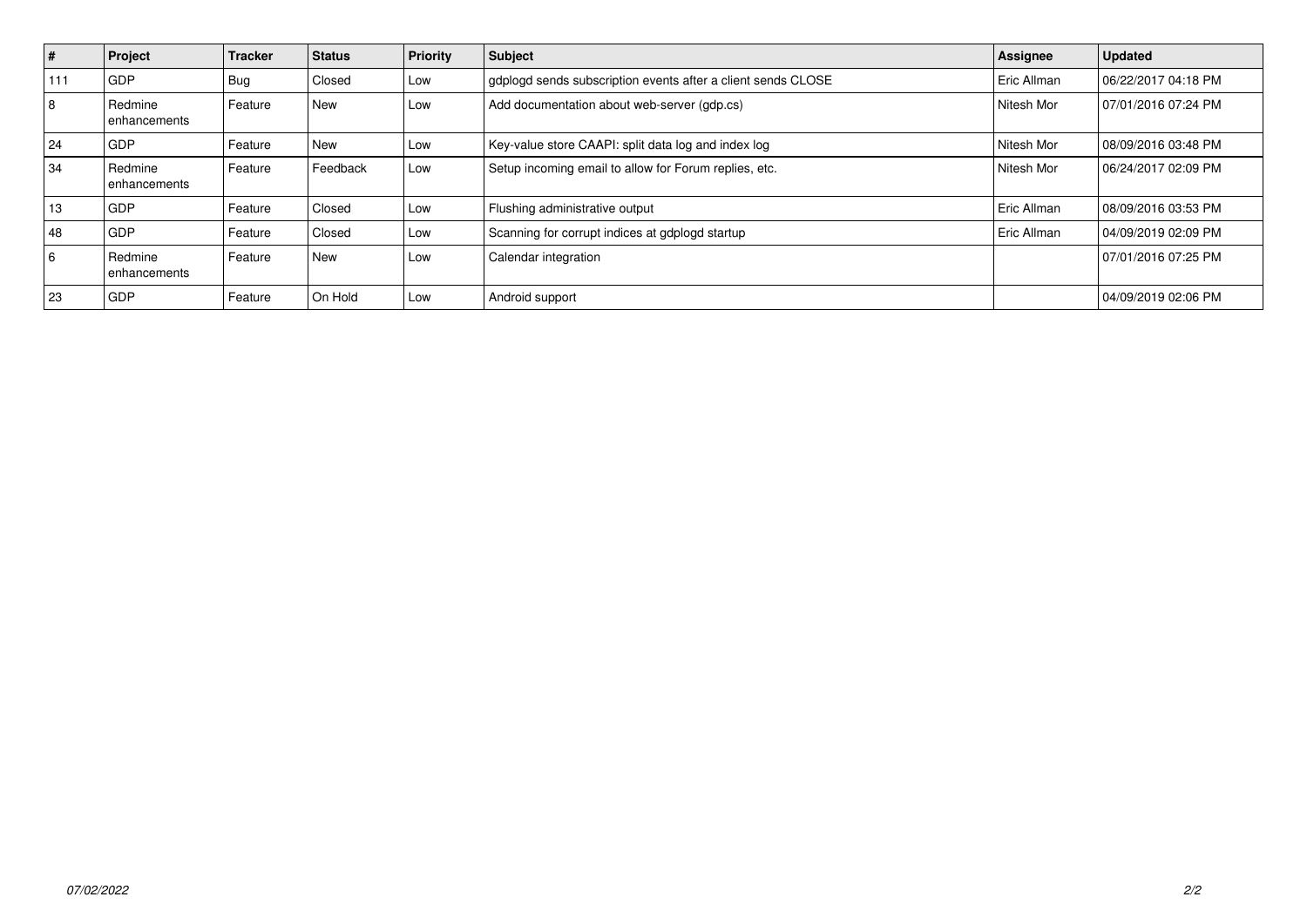| # | Project | Tracker | Status | Priority | Subject | Assignee | Updated |
| --- | --- | --- | --- | --- | --- | --- | --- |
| 111 | GDP | Bug | Closed | Low | gdplogd sends subscription events after a client sends CLOSE | Eric Allman | 06/22/2017 04:18 PM |
| 8 | Redmine enhancements | Feature | New | Low | Add documentation about web-server (gdp.cs) | Nitesh Mor | 07/01/2016 07:24 PM |
| 24 | GDP | Feature | New | Low | Key-value store CAAPI: split data log and index log | Nitesh Mor | 08/09/2016 03:48 PM |
| 34 | Redmine enhancements | Feature | Feedback | Low | Setup incoming email to allow for Forum replies, etc. | Nitesh Mor | 06/24/2017 02:09 PM |
| 13 | GDP | Feature | Closed | Low | Flushing administrative output | Eric Allman | 08/09/2016 03:53 PM |
| 48 | GDP | Feature | Closed | Low | Scanning for corrupt indices at gdplogd startup | Eric Allman | 04/09/2019 02:09 PM |
| 6 | Redmine enhancements | Feature | New | Low | Calendar integration | | 07/01/2016 07:25 PM |
| 23 | GDP | Feature | On Hold | Low | Android support | | 04/09/2019 02:06 PM |

*07/02/2022*